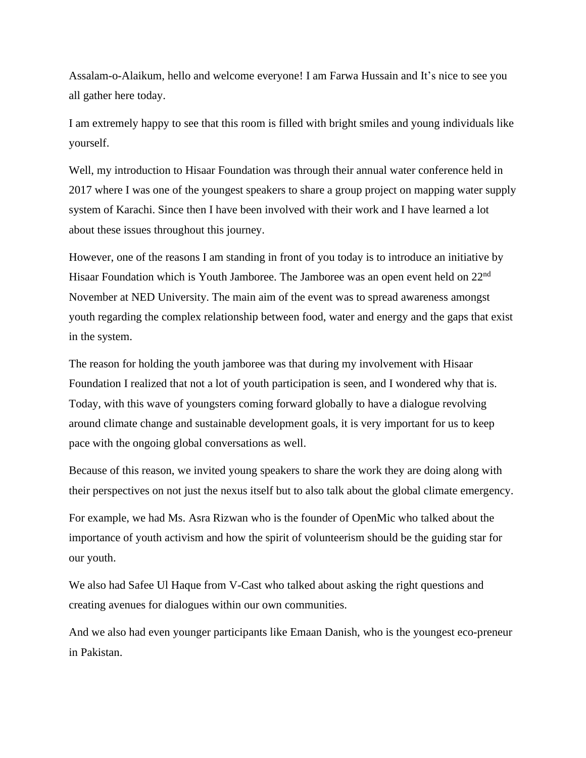Assalam-o-Alaikum, hello and welcome everyone! I am Farwa Hussain and It's nice to see you all gather here today.

I am extremely happy to see that this room is filled with bright smiles and young individuals like yourself.

Well, my introduction to Hisaar Foundation was through their annual water conference held in 2017 where I was one of the youngest speakers to share a group project on mapping water supply system of Karachi. Since then I have been involved with their work and I have learned a lot about these issues throughout this journey.

However, one of the reasons I am standing in front of you today is to introduce an initiative by Hisaar Foundation which is Youth Jamboree. The Jamboree was an open event held on 22nd November at NED University. The main aim of the event was to spread awareness amongst youth regarding the complex relationship between food, water and energy and the gaps that exist in the system.

The reason for holding the youth jamboree was that during my involvement with Hisaar Foundation I realized that not a lot of youth participation is seen, and I wondered why that is. Today, with this wave of youngsters coming forward globally to have a dialogue revolving around climate change and sustainable development goals, it is very important for us to keep pace with the ongoing global conversations as well.

Because of this reason, we invited young speakers to share the work they are doing along with their perspectives on not just the nexus itself but to also talk about the global climate emergency.

For example, we had Ms. Asra Rizwan who is the founder of OpenMic who talked about the importance of youth activism and how the spirit of volunteerism should be the guiding star for our youth.

We also had Safee Ul Haque from V-Cast who talked about asking the right questions and creating avenues for dialogues within our own communities.

And we also had even younger participants like Emaan Danish, who is the youngest eco-preneur in Pakistan.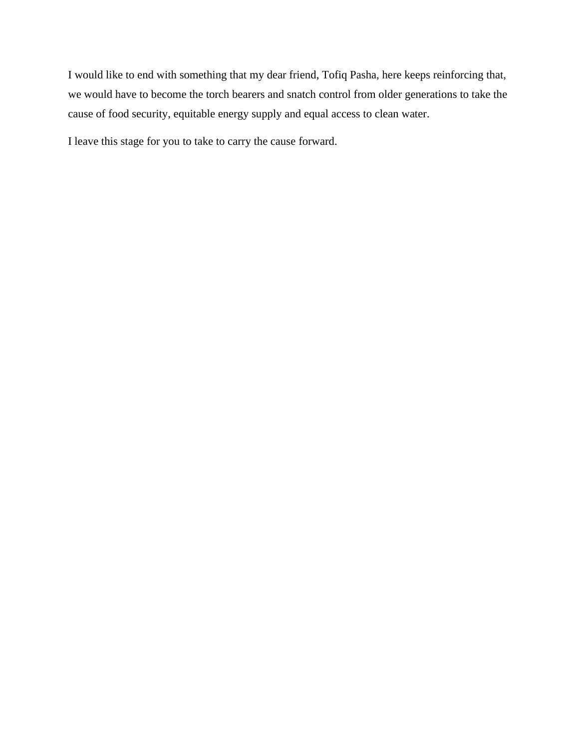I would like to end with something that my dear friend, Tofiq Pasha, here keeps reinforcing that, we would have to become the torch bearers and snatch control from older generations to take the cause of food security, equitable energy supply and equal access to clean water.

I leave this stage for you to take to carry the cause forward.